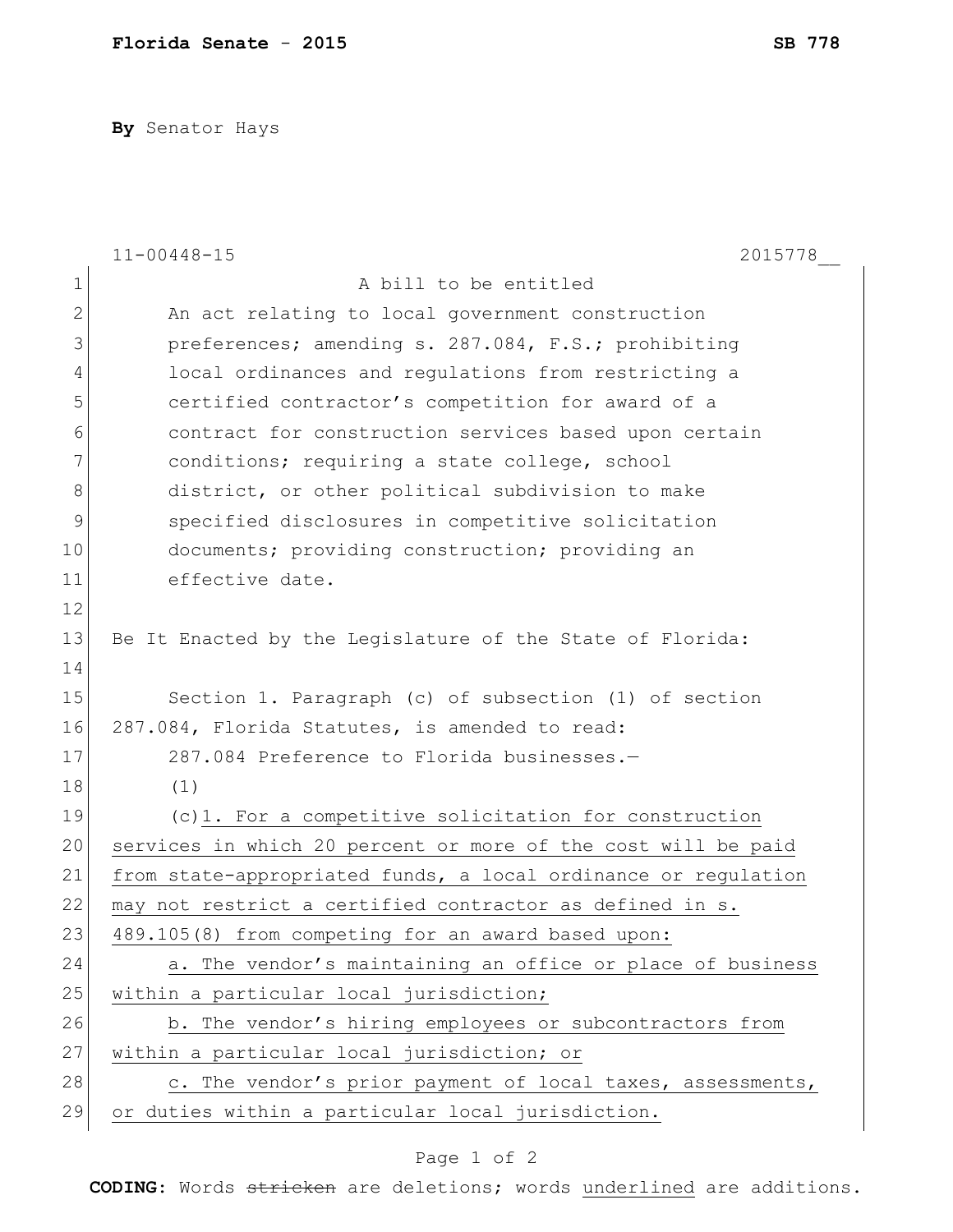**Florida Senate** - **2015** **SB 778**

**By** Senator Hays

11-00448-15 2015778__

A bill to be entitled

An act relating to local government construction preferences; amending s. 287.084, F.S.; prohibiting local ordinances and regulations from restricting a certified contractor's competition for award of a contract for construction services based upon certain conditions; requiring a state college, school district, or other political subdivision to make specified disclosures in competitive solicitation documents; providing construction; providing an effective date.

Be It Enacted by the Legislature of the State of Florida:

Section 1. Paragraph (c) of subsection (1) of section 287.084, Florida Statutes, is amended to read:

287.084 Preference to Florida businesses.—

(1)

(c)<u>1. For a competitive solicitation for construction services in which 20 percent or more of the cost will be paid from state-appropriated funds, a local ordinance or regulation may not restrict a certified contractor as defined in s. 489.105(8) from competing for an award based upon:</u>

<u>a. The vendor's maintaining an office or place of business within a particular local jurisdiction;</u>

<u>b. The vendor's hiring employees or subcontractors from within a particular local jurisdiction; or</u>

<u>c. The vendor's prior payment of local taxes, assessments, or duties within a particular local jurisdiction.</u>

**CODING:** Words ~~stricken~~ are deletions; words <u>underlined</u> are additions.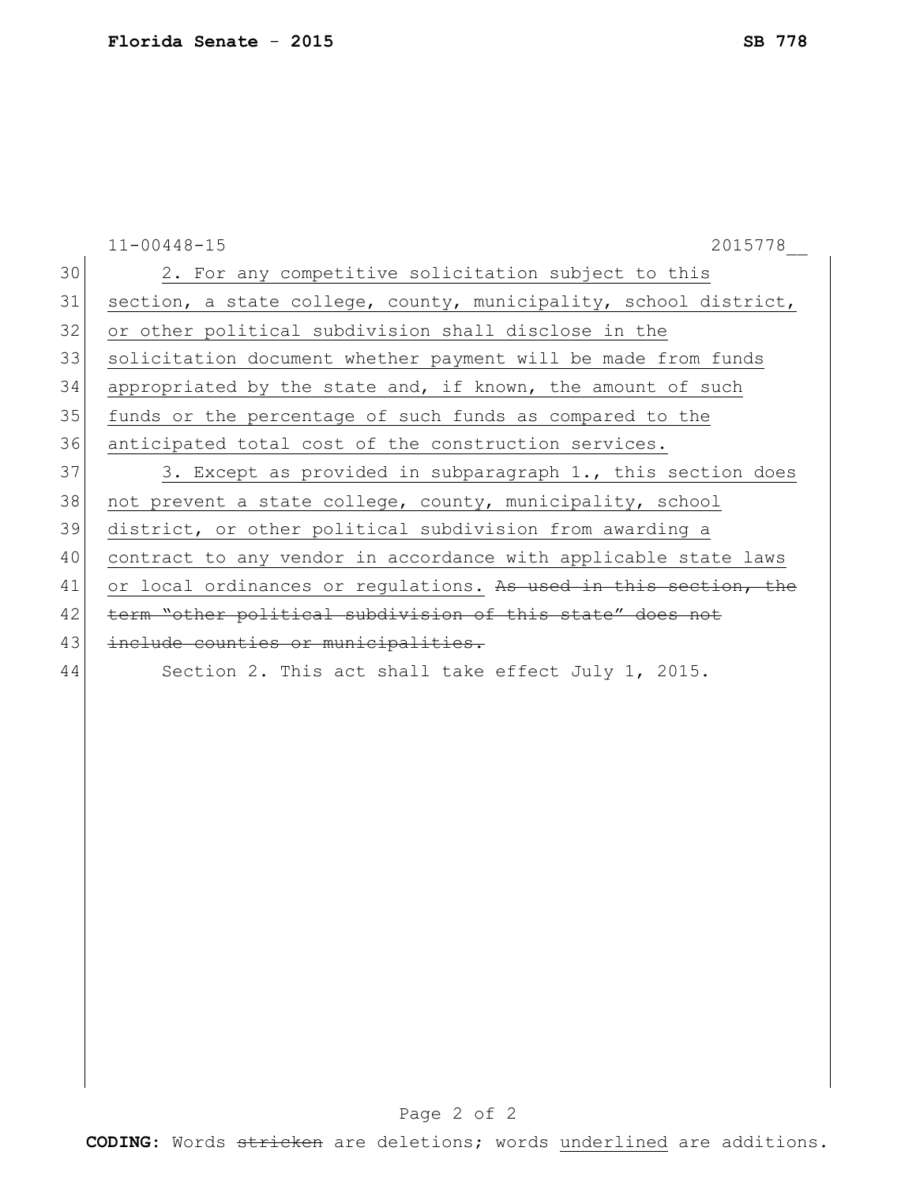11-00448-15 2015778__

30 2. For any competitive solicitation subject to this
31 section, a state college, county, municipality, school district,
32 or other political subdivision shall disclose in the
33 solicitation document whether payment will be made from funds
34 appropriated by the state and, if known, the amount of such
35 funds or the percentage of such funds as compared to the
36 anticipated total cost of the construction services.

37 3. Except as provided in subparagraph 1., this section does
38 not prevent a state college, county, municipality, school
39 district, or other political subdivision from awarding a
40 contract to any vendor in accordance with applicable state laws
41 or local ordinances or regulations. ~~As used in this section, the~~
42 ~~term "other political subdivision of this state" does not~~
43 ~~include counties or municipalities.~~

44 Section 2. This act shall take effect July 1, 2015.

**CODING:** Words ~~stricken~~ are deletions; words underlined are additions.